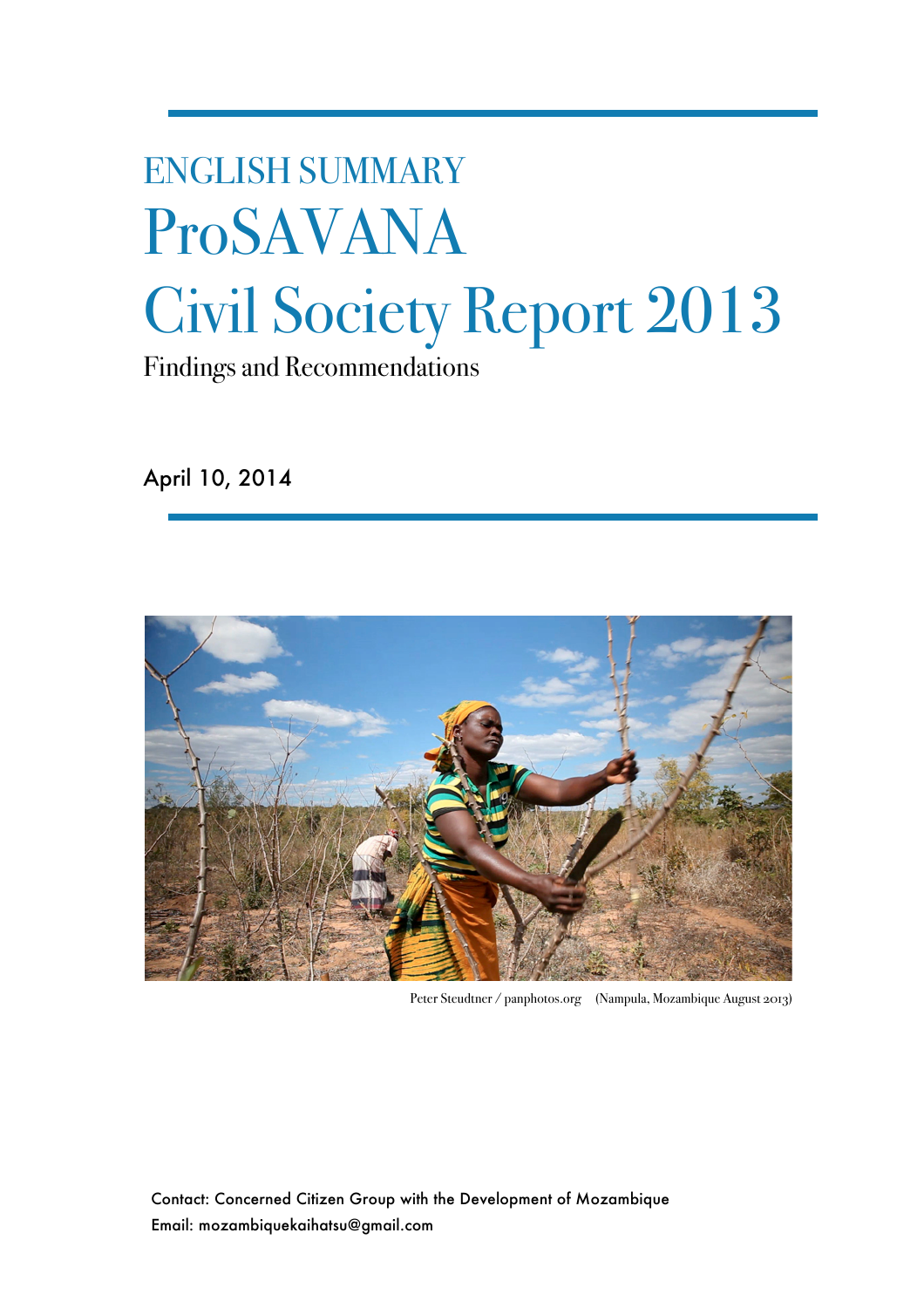# ENGLISH SUMMARY

# ProSAVANA Civil Society Report 2013

## Findings and Recommendations

April 10, 2014

Peter Steudtner / panphotos.org (Nampula, Mozambique August 2013)

Contact: Concerned Citizen Group with the Development of Mozambique

Email: mozambiquekaihatsu@gmail.com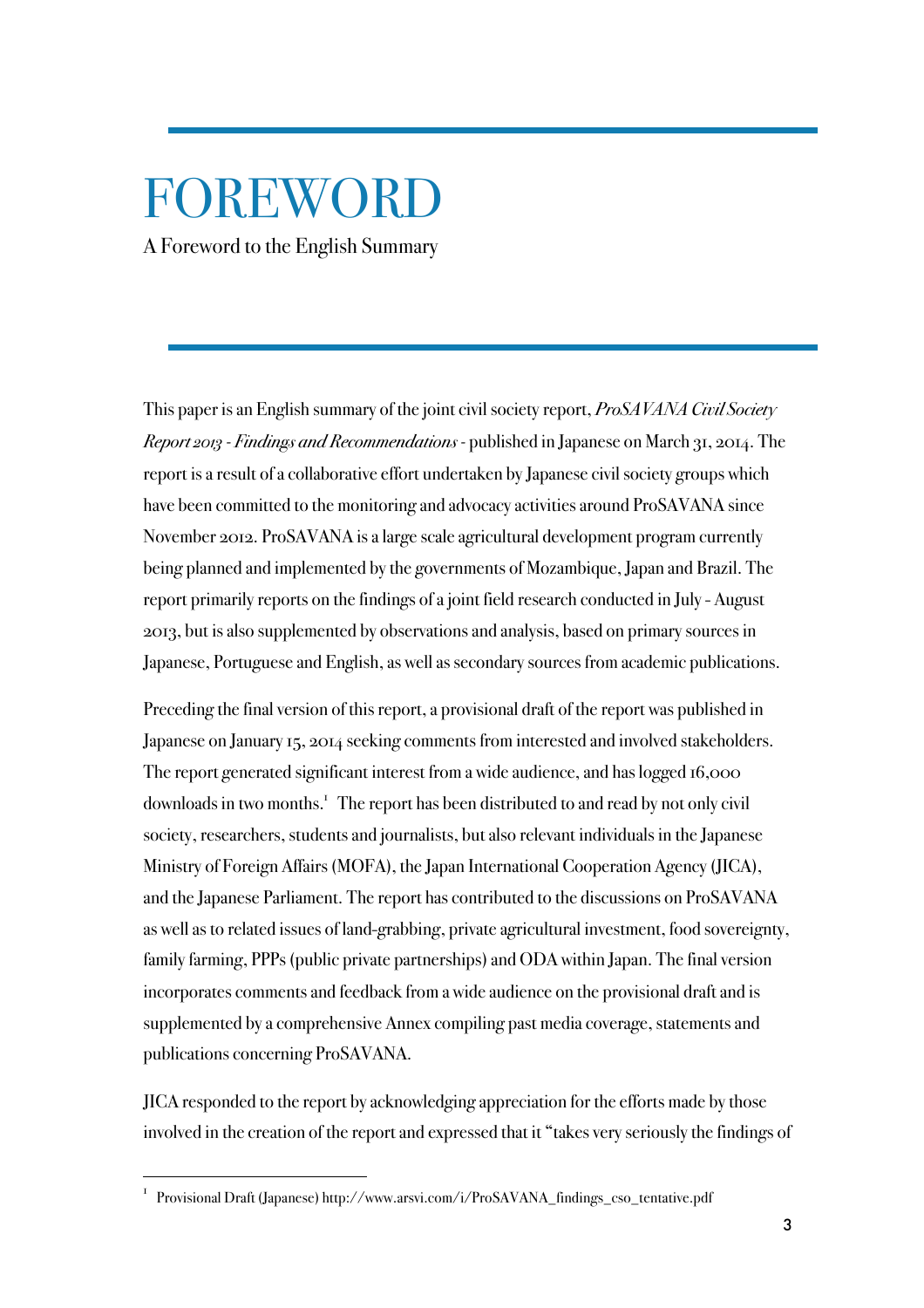# FOREWORD

A Foreword to the English Summary

This paper is an English summary of the joint civil society report, *ProSAVANA Civil Society Report 2013 - Findings and Recommendations* - published in Japanese on March 31, 2014. The report is a result of a collaborative effort undertaken by Japanese civil society groups which have been committed to the monitoring and advocacy activities around ProSAVANA since November 2012. ProSAVANA is a large scale agricultural development program currently being planned and implemented by the governments of Mozambique, Japan and Brazil. The report primarily reports on the findings of a joint field research conducted in July - August 2013, but is also supplemented by observations and analysis, based on primary sources in Japanese, Portuguese and English, as well as secondary sources from academic publications.

Preceding the final version of this report, a provisional draft of the report was published in Japanese on January 15, 2014 seeking comments from interested and involved stakeholders. The report generated significant interest from a wide audience, and has logged 16,000 downloads in two months.[1] The report has been distributed to and read by not only civil society, researchers, students and journalists, but also relevant individuals in the Japanese Ministry of Foreign Affairs (MOFA), the Japan International Cooperation Agency (JICA), and the Japanese Parliament. The report has contributed to the discussions on ProSAVANA as well as to related issues of land-grabbing, private agricultural investment, food sovereignty, family farming, PPPs (public private partnerships) and ODA within Japan. The final version incorporates comments and feedback from a wide audience on the provisional draft and is supplemented by a comprehensive Annex compiling past media coverage, statements and publications concerning ProSAVANA.

JICA responded to the report by acknowledging appreciation for the efforts made by those involved in the creation of the report and expressed that it "takes very seriously the findings of

---

[1] Provisional Draft (Japanese) http://www.arsvi.com/i/ProSAVANA_findings_cso_tentative.pdf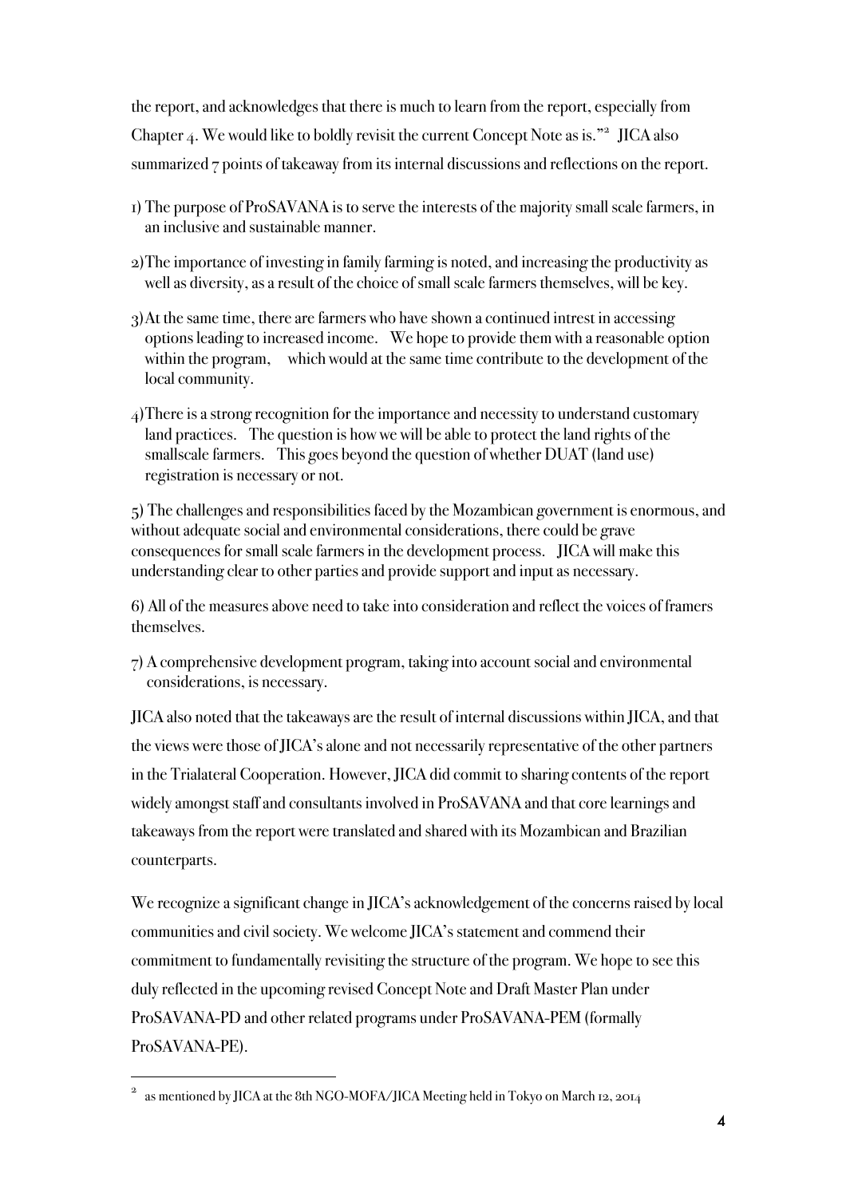the report, and acknowledges that there is much to learn from the report, especially from Chapter 4. We would like to boldly revisit the current Concept Note as is."[2] JICA also summarized 7 points of takeaway from its internal discussions and reflections on the report.

1) The purpose of ProSAVANA is to serve the interests of the majority small scale farmers, in an inclusive and sustainable manner.

2) The importance of investing in family farming is noted, and increasing the productivity as well as diversity, as a result of the choice of small scale farmers themselves, will be key.

3) At the same time, there are farmers who have shown a continued intrest in accessing options leading to increased income. We hope to provide them with a reasonable option within the program, which would at the same time contribute to the development of the local community.

4) There is a strong recognition for the importance and necessity to understand customary land practices. The question is how we will be able to protect the land rights of the smallscale farmers. This goes beyond the question of whether DUAT (land use) registration is necessary or not.

5) The challenges and responsibilities faced by the Mozambican government is enormous, and without adequate social and environmental considerations, there could be grave consequences for small scale farmers in the development process. JICA will make this understanding clear to other parties and provide support and input as necessary.

6) All of the measures above need to take into consideration and reflect the voices of framers themselves.

7) A comprehensive development program, taking into account social and environmental considerations, is necessary.

JICA also noted that the takeaways are the result of internal discussions within JICA, and that the views were those of JICA's alone and not necessarily representative of the other partners in the Trialateral Cooperation. However, JICA did commit to sharing contents of the report widely amongst staff and consultants involved in ProSAVANA and that core learnings and takeaways from the report were translated and shared with its Mozambican and Brazilian counterparts.

We recognize a significant change in JICA's acknowledgement of the concerns raised by local communities and civil society. We welcome JICA's statement and commend their commitment to fundamentally revisiting the structure of the program. We hope to see this duly reflected in the upcoming revised Concept Note and Draft Master Plan under ProSAVANA-PD and other related programs under ProSAVANA-PEM (formally ProSAVANA-PE).

[2] as mentioned by JICA at the 8th NGO-MOFA/JICA Meeting held in Tokyo on March 12, 2014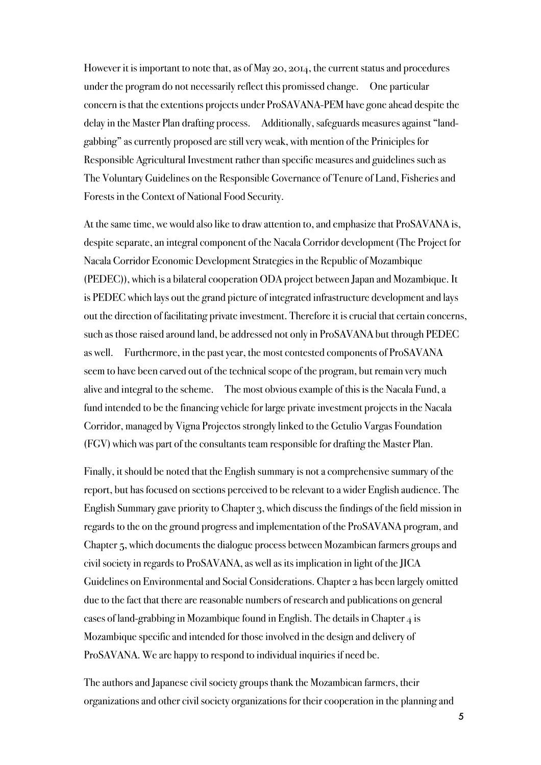However it is important to note that, as of May 20, 2014, the current status and procedures under the program do not necessarily reflect this promissed change.  One particular concern is that the extentions projects under ProSAVANA-PEM have gone ahead despite the delay in the Master Plan drafting process.  Additionally, safeguards measures against "land-gabbing" as currently proposed are still very weak, with mention of the Priniciples for Responsible Agricultural Investment rather than specific measures and guidelines such as The Voluntary Guidelines on the Responsible Governance of Tenure of Land, Fisheries and Forests in the Context of National Food Security.

At the same time, we would also like to draw attention to, and emphasize that ProSAVANA is, despite separate, an integral component of the Nacala Corridor development (The Project for Nacala Corridor Economic Development Strategies in the Republic of Mozambique (PEDEC)), which is a bilateral cooperation ODA project between Japan and Mozambique. It is PEDEC which lays out the grand picture of integrated infrastructure development and lays out the direction of facilitating private investment. Therefore it is crucial that certain concerns, such as those raised around land, be addressed not only in ProSAVANA but through PEDEC as well.  Furthermore, in the past year, the most contested components of ProSAVANA seem to have been carved out of the technical scope of the program, but remain very much alive and integral to the scheme.  The most obvious example of this is the Nacala Fund, a fund intended to be the financing vehicle for large private investment projects in the Nacala Corridor, managed by Vigna Projectos strongly linked to the Getulio Vargas Foundation (FGV) which was part of the consultants team responsible for drafting the Master Plan.

Finally, it should be noted that the English summary is not a comprehensive summary of the report, but has focused on sections perceived to be relevant to a wider English audience. The English Summary gave priority to Chapter 3, which discuss the findings of the field mission in regards to the on the ground progress and implementation of the ProSAVANA program, and Chapter 5, which documents the dialogue process between Mozambican farmers groups and civil society in regards to ProSAVANA, as well as its implication in light of the JICA Guidelines on Environmental and Social Considerations. Chapter 2 has been largely omitted due to the fact that there are reasonable numbers of research and publications on general cases of land-grabbing in Mozambique found in English. The details in Chapter 4 is Mozambique specific and intended for those involved in the design and delivery of ProSAVANA. We are happy to respond to individual inquiries if need be.

The authors and Japanese civil society groups thank the Mozambican farmers, their organizations and other civil society organizations for their cooperation in the planning and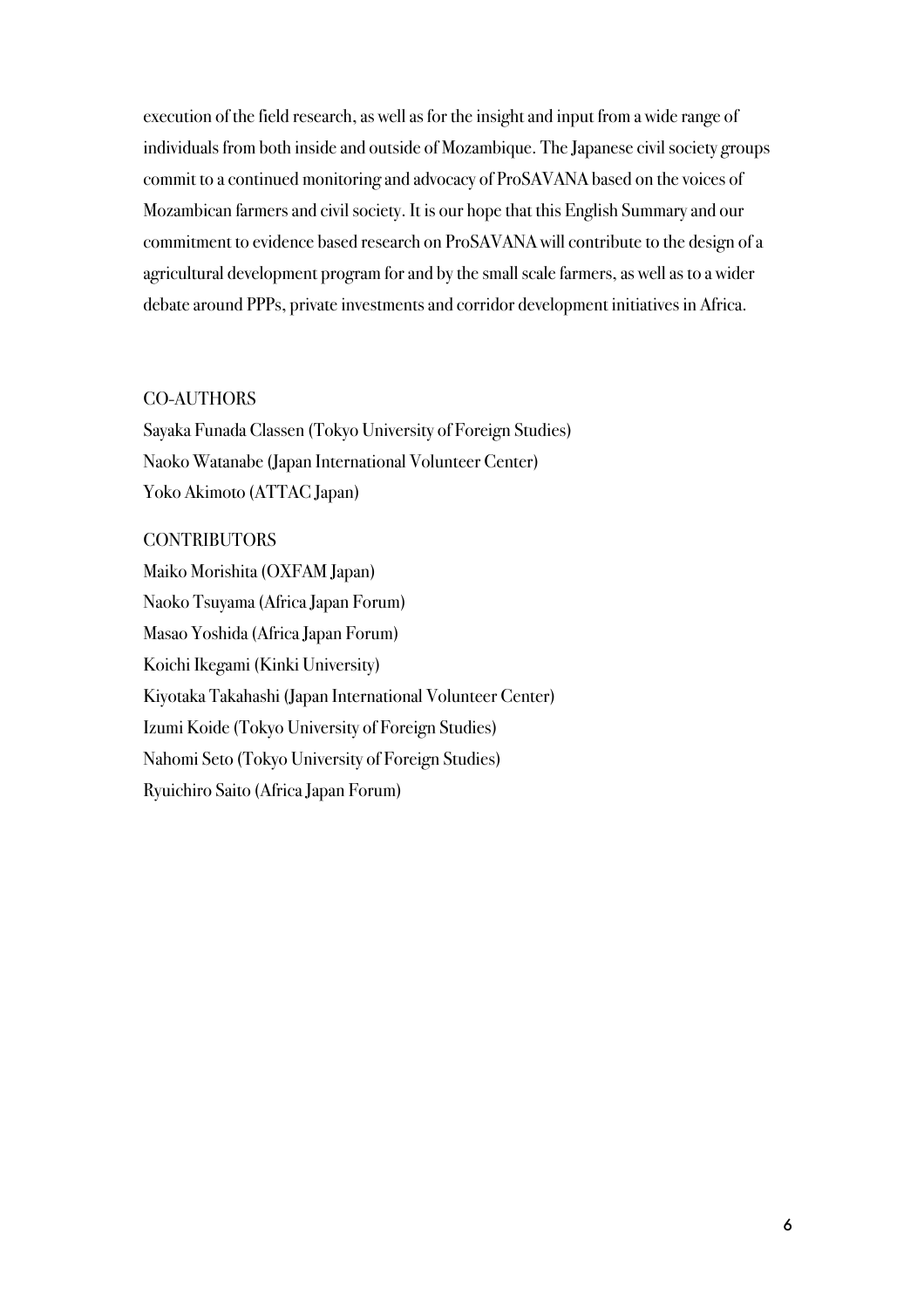execution of the field research, as well as for the insight and input from a wide range of individuals from both inside and outside of Mozambique. The Japanese civil society groups commit to a continued monitoring and advocacy of ProSAVANA based on the voices of Mozambican farmers and civil society. It is our hope that this English Summary and our commitment to evidence based research on ProSAVANA will contribute to the design of a agricultural development program for and by the small scale farmers, as well as to a wider debate around PPPs, private investments and corridor development initiatives in Africa.

CO-AUTHORS

Sayaka Funada Classen (Tokyo University of Foreign Studies)
Naoko Watanabe (Japan International Volunteer Center)
Yoko Akimoto (ATTAC Japan)

CONTRIBUTORS

Maiko Morishita (OXFAM Japan)
Naoko Tsuyama (Africa Japan Forum)
Masao Yoshida (Africa Japan Forum)
Koichi Ikegami (Kinki University)
Kiyotaka Takahashi (Japan International Volunteer Center)
Izumi Koide (Tokyo University of Foreign Studies)
Nahomi Seto (Tokyo University of Foreign Studies)
Ryuichiro Saito (Africa Japan Forum)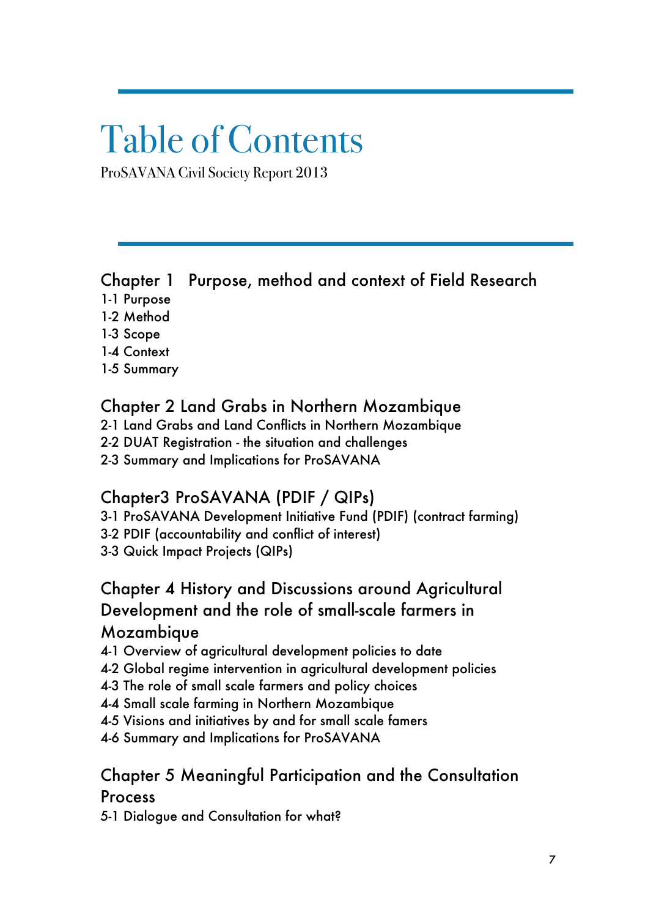# Table of Contents

ProSAVANA Civil Society Report 2013

## Chapter 1 Purpose, method and context of Field Research

1-1 Purpose
1-2 Method
1-3 Scope
1-4 Context
1-5 Summary

## Chapter 2 Land Grabs in Northern Mozambique

2-1 Land Grabs and Land Conflicts in Northern Mozambique
2-2 DUAT Registration - the situation and challenges
2-3 Summary and Implications for ProSAVANA

## Chapter3 ProSAVANA (PDIF / QIPs)

3-1 ProSAVANA Development Initiative Fund (PDIF) (contract farming)
3-2 PDIF (accountability and conflict of interest)
3-3 Quick Impact Projects (QIPs)

## Chapter 4 History and Discussions around Agricultural Development and the role of small-scale farmers in Mozambique

4-1 Overview of agricultural development policies to date
4-2 Global regime intervention in agricultural development policies
4-3 The role of small scale farmers and policy choices
4-4 Small scale farming in Northern Mozambique
4-5 Visions and initiatives by and for small scale famers
4-6 Summary and Implications for ProSAVANA

## Chapter 5 Meaningful Participation and the Consultation Process

5-1 Dialogue and Consultation for what?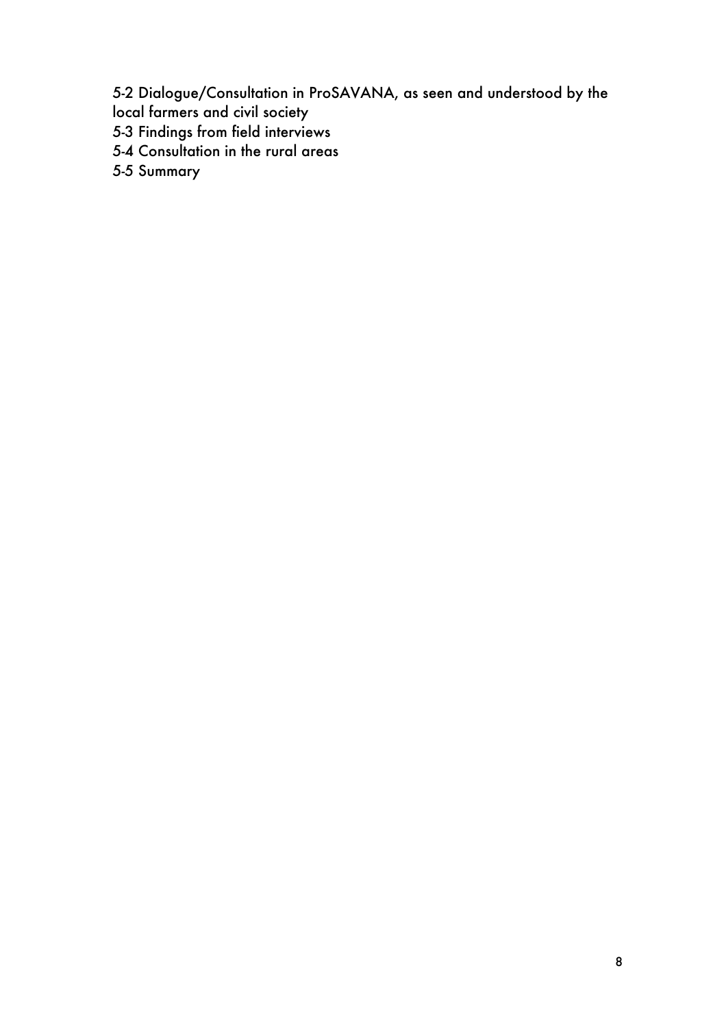5-2 Dialogue/Consultation in ProSAVANA, as seen and understood by the local farmers and civil society
5-3 Findings from field interviews
5-4 Consultation in the rural areas
5-5 Summary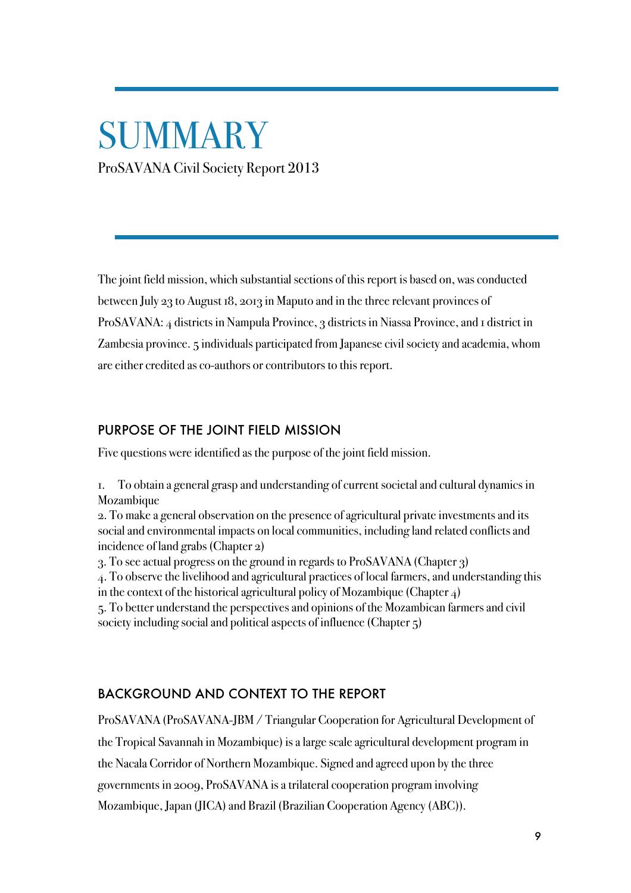# SUMMARY

ProSAVANA Civil Society Report 2013

The joint field mission, which substantial sections of this report is based on, was conducted between July 23 to August 18, 2013 in Maputo and in the three relevant provinces of ProSAVANA: 4 districts in Nampula Province, 3 districts in Niassa Province, and 1 district in Zambesia province. 5 individuals participated from Japanese civil society and academia, whom are either credited as co-authors or contributors to this report.

## PURPOSE OF THE JOINT FIELD MISSION

Five questions were identified as the purpose of the joint field mission.

1. To obtain a general grasp and understanding of current societal and cultural dynamics in Mozambique
2. To make a general observation on the presence of agricultural private investments and its social and environmental impacts on local communities, including land related conflicts and incidence of land grabs (Chapter 2)
3. To see actual progress on the ground in regards to ProSAVANA (Chapter 3)
4. To observe the livelihood and agricultural practices of local farmers, and understanding this in the context of the historical agricultural policy of Mozambique (Chapter 4)
5. To better understand the perspectives and opinions of the Mozambican farmers and civil society including social and political aspects of influence (Chapter 5)

## BACKGROUND AND CONTEXT TO THE REPORT

ProSAVANA (ProSAVANA-JBM / Triangular Cooperation for Agricultural Development of the Tropical Savannah in Mozambique) is a large scale agricultural development program in the Nacala Corridor of Northern Mozambique. Signed and agreed upon by the three governments in 2009, ProSAVANA is a trilateral cooperation program involving Mozambique, Japan (JICA) and Brazil (Brazilian Cooperation Agency (ABC)).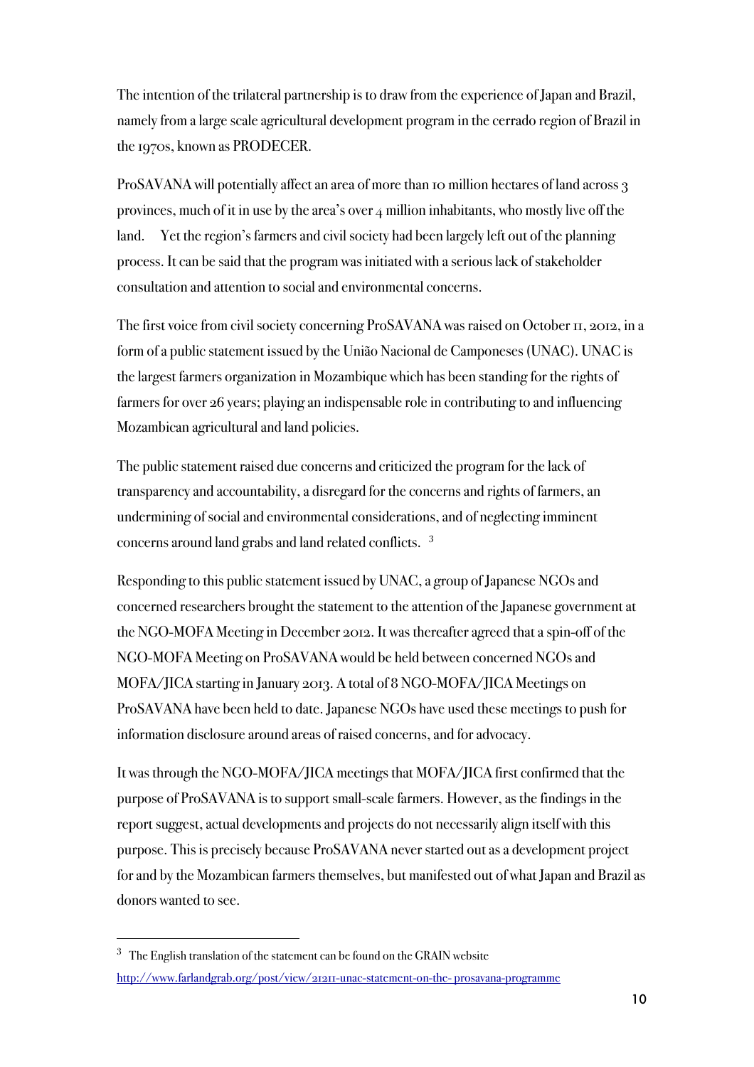The intention of the trilateral partnership is to draw from the experience of Japan and Brazil, namely from a large scale agricultural development program in the cerrado region of Brazil in the 1970s, known as PRODECER.

ProSAVANA will potentially affect an area of more than 10 million hectares of land across 3 provinces, much of it in use by the area's over 4 million inhabitants, who mostly live off the land. Yet the region's farmers and civil society had been largely left out of the planning process. It can be said that the program was initiated with a serious lack of stakeholder consultation and attention to social and environmental concerns.

The first voice from civil society concerning ProSAVANA was raised on October 11, 2012, in a form of a public statement issued by the União Nacional de Camponeses (UNAC). UNAC is the largest farmers organization in Mozambique which has been standing for the rights of farmers for over 26 years; playing an indispensable role in contributing to and influencing Mozambican agricultural and land policies.

The public statement raised due concerns and criticized the program for the lack of transparency and accountability, a disregard for the concerns and rights of farmers, an undermining of social and environmental considerations, and of neglecting imminent concerns around land grabs and land related conflicts. [3]

Responding to this public statement issued by UNAC, a group of Japanese NGOs and concerned researchers brought the statement to the attention of the Japanese government at the NGO-MOFA Meeting in December 2012. It was thereafter agreed that a spin-off of the NGO-MOFA Meeting on ProSAVANA would be held between concerned NGOs and MOFA/JICA starting in January 2013. A total of 8 NGO-MOFA/JICA Meetings on ProSAVANA have been held to date. Japanese NGOs have used these meetings to push for information disclosure around areas of raised concerns, and for advocacy.

It was through the NGO-MOFA/JICA meetings that MOFA/JICA first confirmed that the purpose of ProSAVANA is to support small-scale farmers. However, as the findings in the report suggest, actual developments and projects do not necessarily align itself with this purpose. This is precisely because ProSAVANA never started out as a development project for and by the Mozambican farmers themselves, but manifested out of what Japan and Brazil as donors wanted to see.

---

[3] The English translation of the statement can be found on the GRAIN website http://www.farlandgrab.org/post/view/21211-unac-statement-on-the- prosavana-programme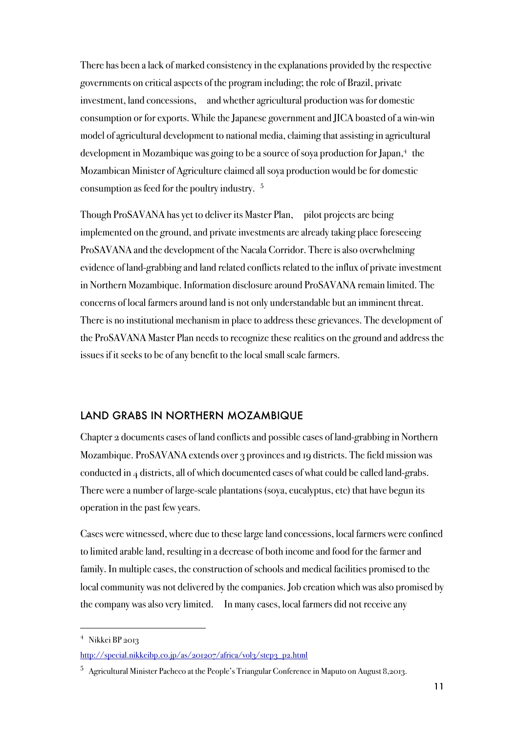There has been a lack of marked consistency in the explanations provided by the respective governments on critical aspects of the program including; the role of Brazil, private investment, land concessions, and whether agricultural production was for domestic consumption or for exports. While the Japanese government and JICA boasted of a win-win model of agricultural development to national media, claiming that assisting in agricultural development in Mozambique was going to be a source of soya production for Japan,[4] the Mozambican Minister of Agriculture claimed all soya production would be for domestic consumption as feed for the poultry industry. [5]

Though ProSAVANA has yet to deliver its Master Plan, pilot projects are being implemented on the ground, and private investments are already taking place foreseeing ProSAVANA and the development of the Nacala Corridor. There is also overwhelming evidence of land-grabbing and land related conflicts related to the influx of private investment in Northern Mozambique. Information disclosure around ProSAVANA remain limited. The concerns of local farmers around land is not only understandable but an imminent threat. There is no institutional mechanism in place to address these grievances. The development of the ProSAVANA Master Plan needs to recognize these realities on the ground and address the issues if it seeks to be of any benefit to the local small scale farmers.

## LAND GRABS IN NORTHERN MOZAMBIQUE

Chapter 2 documents cases of land conflicts and possible cases of land-grabbing in Northern Mozambique. ProSAVANA extends over 3 provinces and 19 districts. The field mission was conducted in 4 districts, all of which documented cases of what could be called land-grabs. There were a number of large-scale plantations (soya, eucalyptus, etc) that have begun its operation in the past few years.

Cases were witnessed, where due to these large land concessions, local farmers were confined to limited arable land, resulting in a decrease of both income and food for the farmer and family. In multiple cases, the construction of schools and medical facilities promised to the local community was not delivered by the companies. Job creation which was also promised by the company was also very limited. In many cases, local farmers did not receive any

---

[4] Nikkei BP 2013
http://special.nikkeibp.co.jp/as/201207/africa/vol3/step3_p2.html

[5] Agricultural Minister Pacheco at the People's Triangular Conference in Maputo on August 8,2013.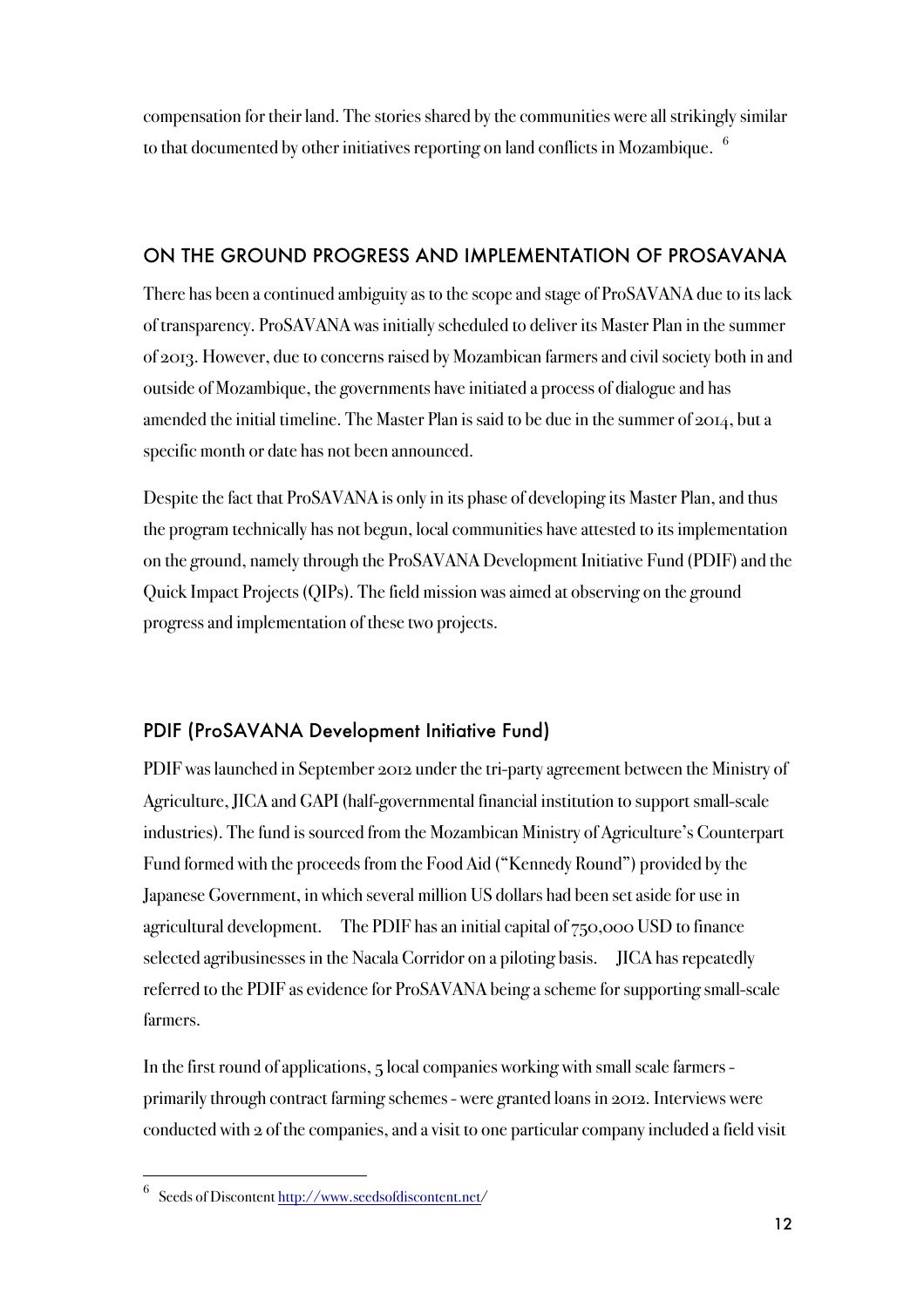compensation for their land. The stories shared by the communities were all strikingly similar to that documented by other initiatives reporting on land conflicts in Mozambique. [6]

## ON THE GROUND PROGRESS AND IMPLEMENTATION OF PROSAVANA

There has been a continued ambiguity as to the scope and stage of ProSAVANA due to its lack of transparency. ProSAVANA was initially scheduled to deliver its Master Plan in the summer of 2013. However, due to concerns raised by Mozambican farmers and civil society both in and outside of Mozambique, the governments have initiated a process of dialogue and has amended the initial timeline. The Master Plan is said to be due in the summer of 2014, but a specific month or date has not been announced.

Despite the fact that ProSAVANA is only in its phase of developing its Master Plan, and thus the program technically has not begun, local communities have attested to its implementation on the ground, namely through the ProSAVANA Development Initiative Fund (PDIF) and the Quick Impact Projects (QIPs). The field mission was aimed at observing on the ground progress and implementation of these two projects.

### PDIF (ProSAVANA Development Initiative Fund)

PDIF was launched in September 2012 under the tri-party agreement between the Ministry of Agriculture, JICA and GAPI (half-governmental financial institution to support small-scale industries). The fund is sourced from the Mozambican Ministry of Agriculture's Counterpart Fund formed with the proceeds from the Food Aid ("Kennedy Round") provided by the Japanese Government, in which several million US dollars had been set aside for use in agricultural development. The PDIF has an initial capital of 750,000 USD to finance selected agribusinesses in the Nacala Corridor on a piloting basis. JICA has repeatedly referred to the PDIF as evidence for ProSAVANA being a scheme for supporting small-scale farmers.

In the first round of applications, 5 local companies working with small scale farmers - primarily through contract farming schemes - were granted loans in 2012. Interviews were conducted with 2 of the companies, and a visit to one particular company included a field visit

---

[6] Seeds of Discontent http://www.seedsofdiscontent.net/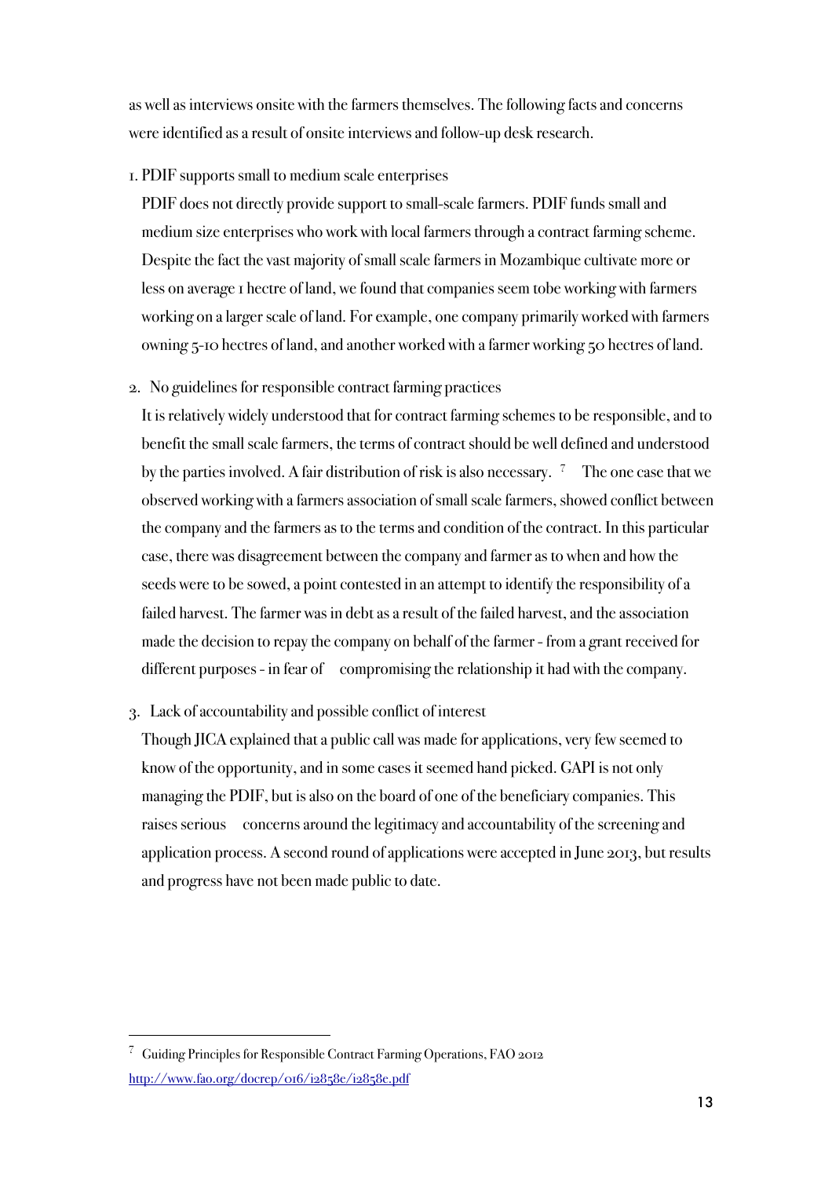as well as interviews onsite with the farmers themselves. The following facts and concerns were identified as a result of onsite interviews and follow-up desk research.

1. PDIF supports small to medium scale enterprises

   PDIF does not directly provide support to small-scale farmers. PDIF funds small and medium size enterprises who work with local farmers through a contract farming scheme. Despite the fact the vast majority of small scale farmers in Mozambique cultivate more or less on average 1 hectre of land, we found that companies seem tobe working with farmers working on a larger scale of land. For example, one company primarily worked with farmers owning 5-10 hectres of land, and another worked with a farmer working 50 hectres of land.

2. No guidelines for responsible contract farming practices

   It is relatively widely understood that for contract farming schemes to be responsible, and to benefit the small scale farmers, the terms of contract should be well defined and understood by the parties involved. A fair distribution of risk is also necessary. [7] The one case that we observed working with a farmers association of small scale farmers, showed conflict between the company and the farmers as to the terms and condition of the contract. In this particular case, there was disagreement between the company and farmer as to when and how the seeds were to be sowed, a point contested in an attempt to identify the responsibility of a failed harvest. The farmer was in debt as a result of the failed harvest, and the association made the decision to repay the company on behalf of the farmer - from a grant received for different purposes - in fear of compromising the relationship it had with the company.

3. Lack of accountability and possible conflict of interest

   Though JICA explained that a public call was made for applications, very few seemed to know of the opportunity, and in some cases it seemed hand picked. GAPI is not only managing the PDIF, but is also on the board of one of the beneficiary companies. This raises serious concerns around the legitimacy and accountability of the screening and application process. A second round of applications were accepted in June 2013, but results and progress have not been made public to date.

---

[7] Guiding Principles for Responsible Contract Farming Operations, FAO 2012 http://www.fao.org/docrep/016/i2858e/i2858e.pdf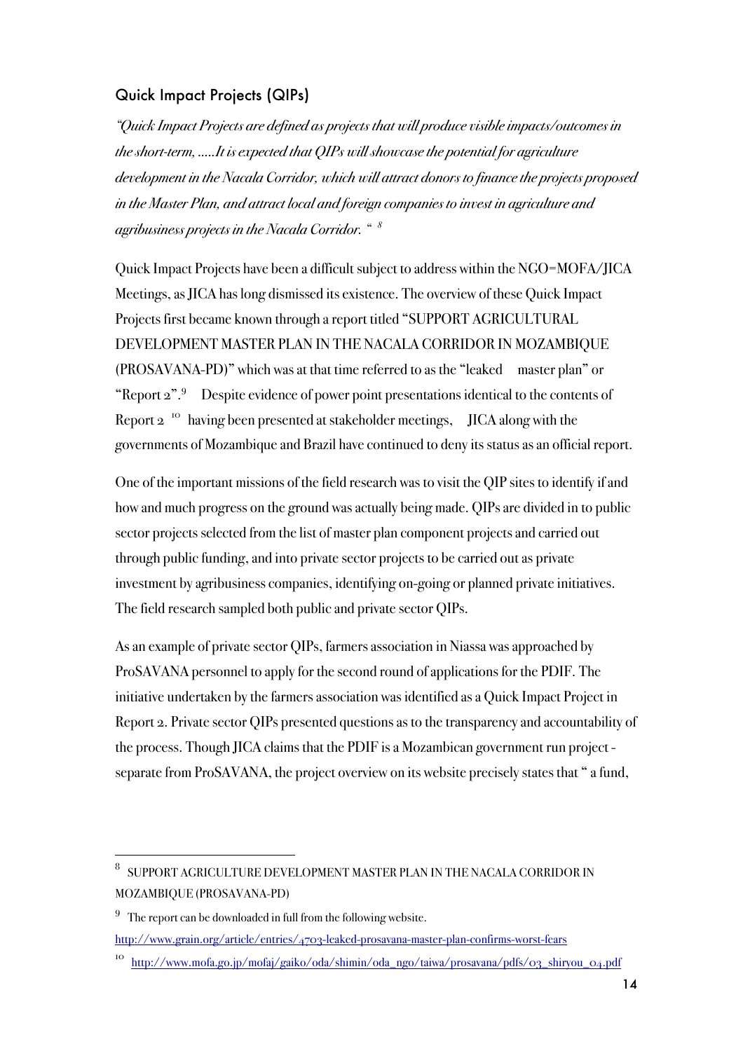## Quick Impact Projects (QIPs)

*"Quick Impact Projects are defined as projects that will produce visible impacts/outcomes in the short-term, .....It is expected that QIPs will showcase the potential for agriculture development in the Nacala Corridor, which will attract donors to finance the projects proposed in the Master Plan, and attract local and foreign companies to invest in agriculture and agribusiness projects in the Nacala Corridor. "* [8]

Quick Impact Projects have been a difficult subject to address within the NGO=MOFA/JICA Meetings, as JICA has long dismissed its existence. The overview of these Quick Impact Projects first became known through a report titled "SUPPORT AGRICULTURAL DEVELOPMENT MASTER PLAN IN THE NACALA CORRIDOR IN MOZAMBIQUE (PROSAVANA-PD)" which was at that time referred to as the "leaked master plan" or "Report 2".[9] Despite evidence of power point presentations identical to the contents of Report 2 [10] having been presented at stakeholder meetings, JICA along with the governments of Mozambique and Brazil have continued to deny its status as an official report.

One of the important missions of the field research was to visit the QIP sites to identify if and how and much progress on the ground was actually being made. QIPs are divided in to public sector projects selected from the list of master plan component projects and carried out through public funding, and into private sector projects to be carried out as private investment by agribusiness companies, identifying on-going or planned private initiatives. The field research sampled both public and private sector QIPs.

As an example of private sector QIPs, farmers association in Niassa was approached by ProSAVANA personnel to apply for the second round of applications for the PDIF. The initiative undertaken by the farmers association was identified as a Quick Impact Project in Report 2. Private sector QIPs presented questions as to the transparency and accountability of the process. Though JICA claims that the PDIF is a Mozambican government run project - separate from ProSAVANA, the project overview on its website precisely states that " a fund,

---

[8] SUPPORT AGRICULTURE DEVELOPMENT MASTER PLAN IN THE NACALA CORRIDOR IN MOZAMBIQUE (PROSAVANA-PD)

[9] The report can be downloaded in full from the following website. http://www.grain.org/article/entries/4703-leaked-prosavana-master-plan-confirms-worst-fears

[10] http://www.mofa.go.jp/mofaj/gaiko/oda/shimin/oda_ngo/taiwa/prosavana/pdfs/03_shiryou_04.pdf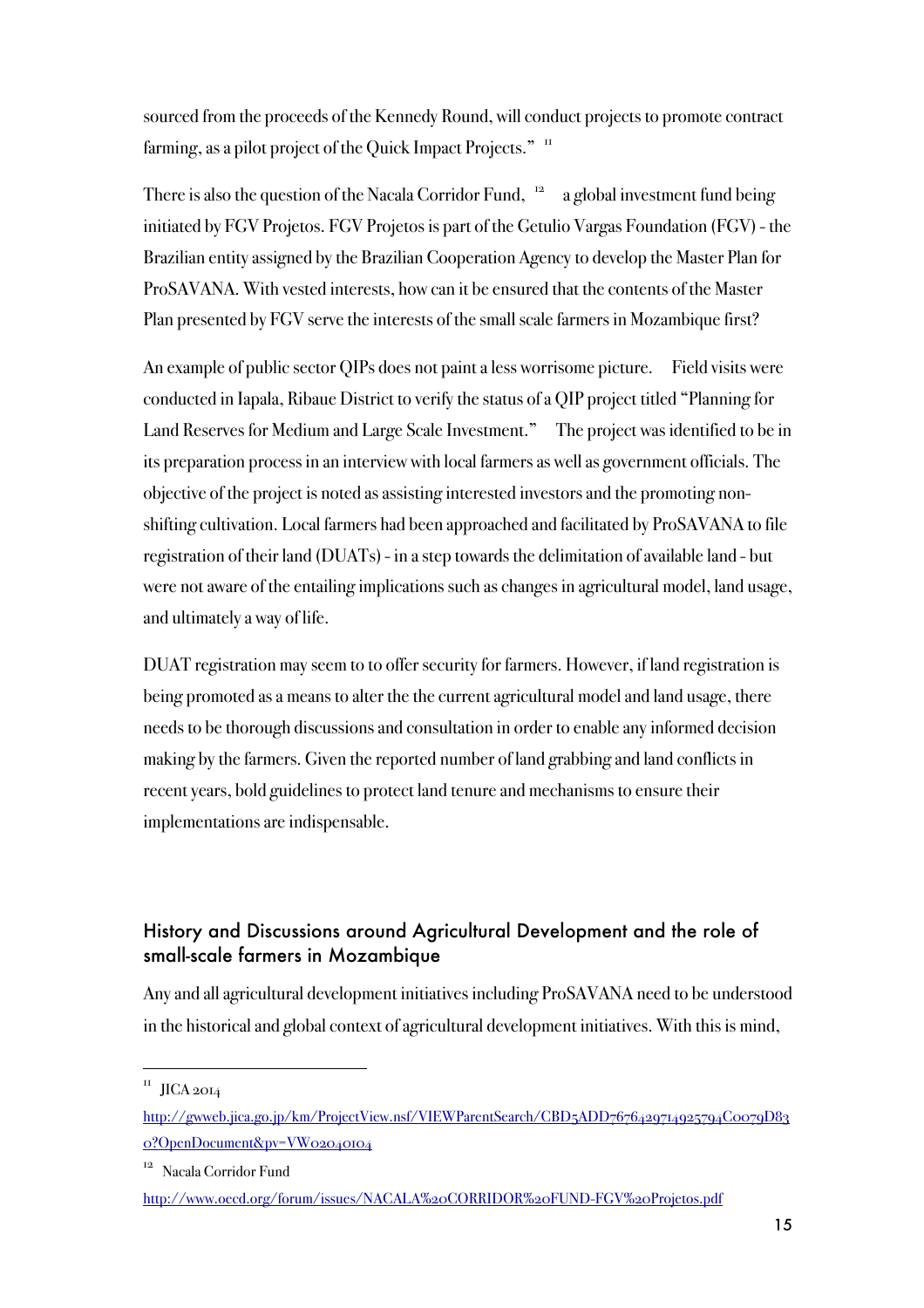sourced from the proceeds of the Kennedy Round, will conduct projects to promote contract farming, as a pilot project of the Quick Impact Projects." [11]

There is also the question of the Nacala Corridor Fund, [12] a global investment fund being initiated by FGV Projetos. FGV Projetos is part of the Getulio Vargas Foundation (FGV) - the Brazilian entity assigned by the Brazilian Cooperation Agency to develop the Master Plan for ProSAVANA. With vested interests, how can it be ensured that the contents of the Master Plan presented by FGV serve the interests of the small scale farmers in Mozambique first?

An example of public sector QIPs does not paint a less worrisome picture. Field visits were conducted in Iapala, Ribaue District to verify the status of a QIP project titled "Planning for Land Reserves for Medium and Large Scale Investment." The project was identified to be in its preparation process in an interview with local farmers as well as government officials. The objective of the project is noted as assisting interested investors and the promoting non-shifting cultivation. Local farmers had been approached and facilitated by ProSAVANA to file registration of their land (DUATs) - in a step towards the delimitation of available land - but were not aware of the entailing implications such as changes in agricultural model, land usage, and ultimately a way of life.

DUAT registration may seem to to offer security for farmers. However, if land registration is being promoted as a means to alter the the current agricultural model and land usage, there needs to be thorough discussions and consultation in order to enable any informed decision making by the farmers. Given the reported number of land grabbing and land conflicts in recent years, bold guidelines to protect land tenure and mechanisms to ensure their implementations are indispensable.

## History and Discussions around Agricultural Development and the role of small-scale farmers in Mozambique

Any and all agricultural development initiatives including ProSAVANA need to be understood in the historical and global context of agricultural development initiatives. With this is mind,

---

[11] JICA 2014
http://gwweb.jica.go.jp/km/ProjectView.nsf/VIEWParentSearch/CBD5ADD767642971492579 4C0079D830?OpenDocument&pv=VW02040104

[12] Nacala Corridor Fund
http://www.oecd.org/forum/issues/NACALA%20CORRIDOR%20FUND-FGV%20Projetos.pdf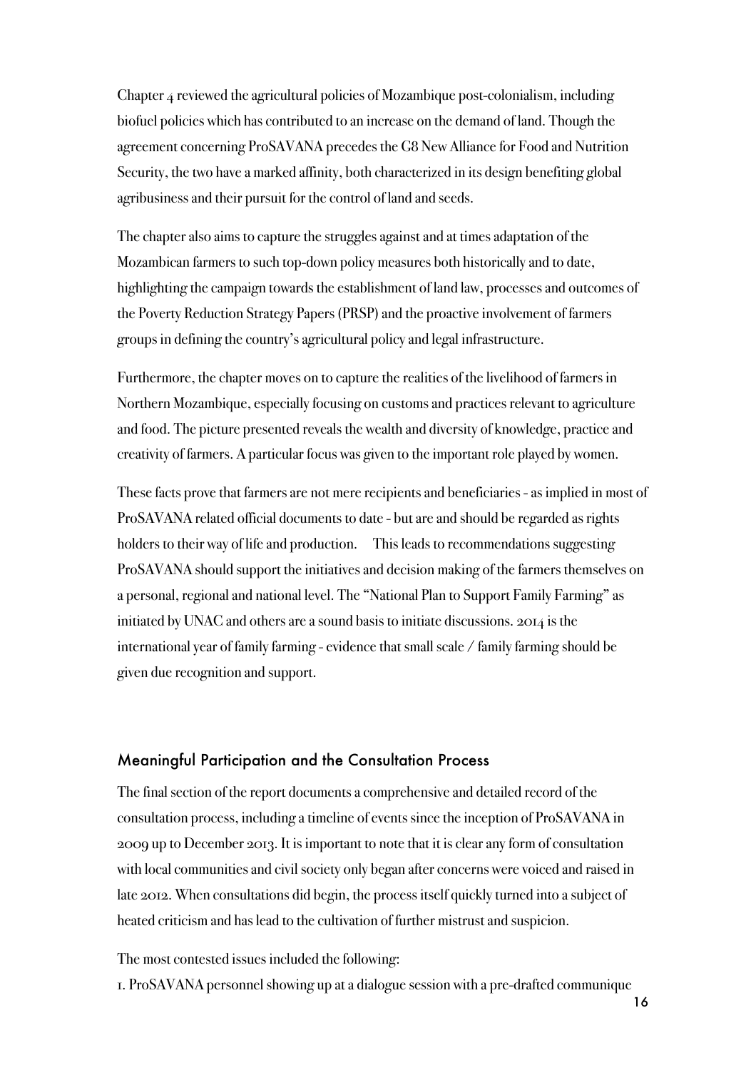Chapter 4 reviewed the agricultural policies of Mozambique post-colonialism, including biofuel policies which has contributed to an increase on the demand of land. Though the agreement concerning ProSAVANA precedes the G8 New Alliance for Food and Nutrition Security, the two have a marked affinity, both characterized in its design benefiting global agribusiness and their pursuit for the control of land and seeds.

The chapter also aims to capture the struggles against and at times adaptation of the Mozambican farmers to such top-down policy measures both historically and to date, highlighting the campaign towards the establishment of land law, processes and outcomes of the Poverty Reduction Strategy Papers (PRSP) and the proactive involvement of farmers groups in defining the country's agricultural policy and legal infrastructure.

Furthermore, the chapter moves on to capture the realities of the livelihood of farmers in Northern Mozambique, especially focusing on customs and practices relevant to agriculture and food. The picture presented reveals the wealth and diversity of knowledge, practice and creativity of farmers. A particular focus was given to the important role played by women.

These facts prove that farmers are not mere recipients and beneficiaries - as implied in most of ProSAVANA related official documents to date - but are and should be regarded as rights holders to their way of life and production. This leads to recommendations suggesting ProSAVANA should support the initiatives and decision making of the farmers themselves on a personal, regional and national level. The "National Plan to Support Family Farming" as initiated by UNAC and others are a sound basis to initiate discussions. 2014 is the international year of family farming - evidence that small scale / family farming should be given due recognition and support.

## Meaningful Participation and the Consultation Process

The final section of the report documents a comprehensive and detailed record of the consultation process, including a timeline of events since the inception of ProSAVANA in 2009 up to December 2013. It is important to note that it is clear any form of consultation with local communities and civil society only began after concerns were voiced and raised in late 2012. When consultations did begin, the process itself quickly turned into a subject of heated criticism and has lead to the cultivation of further mistrust and suspicion.

The most contested issues included the following:

1. ProSAVANA personnel showing up at a dialogue session with a pre-drafted communique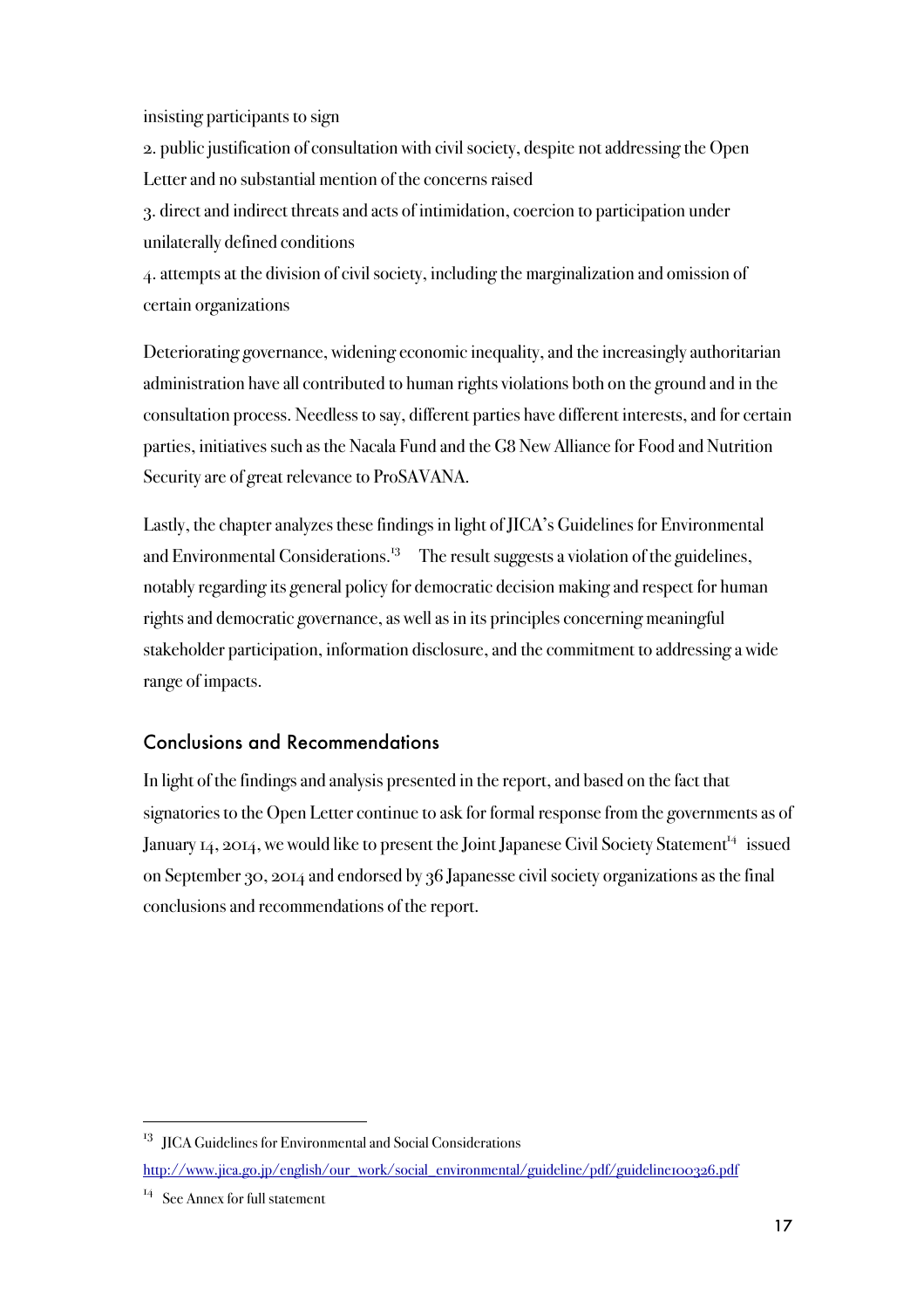insisting participants to sign

2. public justification of consultation with civil society, despite not addressing the Open Letter and no substantial mention of the concerns raised

3. direct and indirect threats and acts of intimidation, coercion to participation under unilaterally defined conditions

4. attempts at the division of civil society, including the marginalization and omission of certain organizations

Deteriorating governance, widening economic inequality, and the increasingly authoritarian administration have all contributed to human rights violations both on the ground and in the consultation process. Needless to say, different parties have different interests, and for certain parties, initiatives such as the Nacala Fund and the G8 New Alliance for Food and Nutrition Security are of great relevance to ProSAVANA.

Lastly, the chapter analyzes these findings in light of JICA's Guidelines for Environmental and Environmental Considerations.[13] The result suggests a violation of the guidelines, notably regarding its general policy for democratic decision making and respect for human rights and democratic governance, as well as in its principles concerning meaningful stakeholder participation, information disclosure, and the commitment to addressing a wide range of impacts.

## Conclusions and Recommendations

In light of the findings and analysis presented in the report, and based on the fact that signatories to the Open Letter continue to ask for formal response from the governments as of January 14, 2014, we would like to present the Joint Japanese Civil Society Statement[14] issued on September 30, 2014 and endorsed by 36 Japanesse civil society organizations as the final conclusions and recommendations of the report.

---

[13] JICA Guidelines for Environmental and Social Considerations http://www.jica.go.jp/english/our_work/social_environmental/guideline/pdf/guideline100326.pdf

[14] See Annex for full statement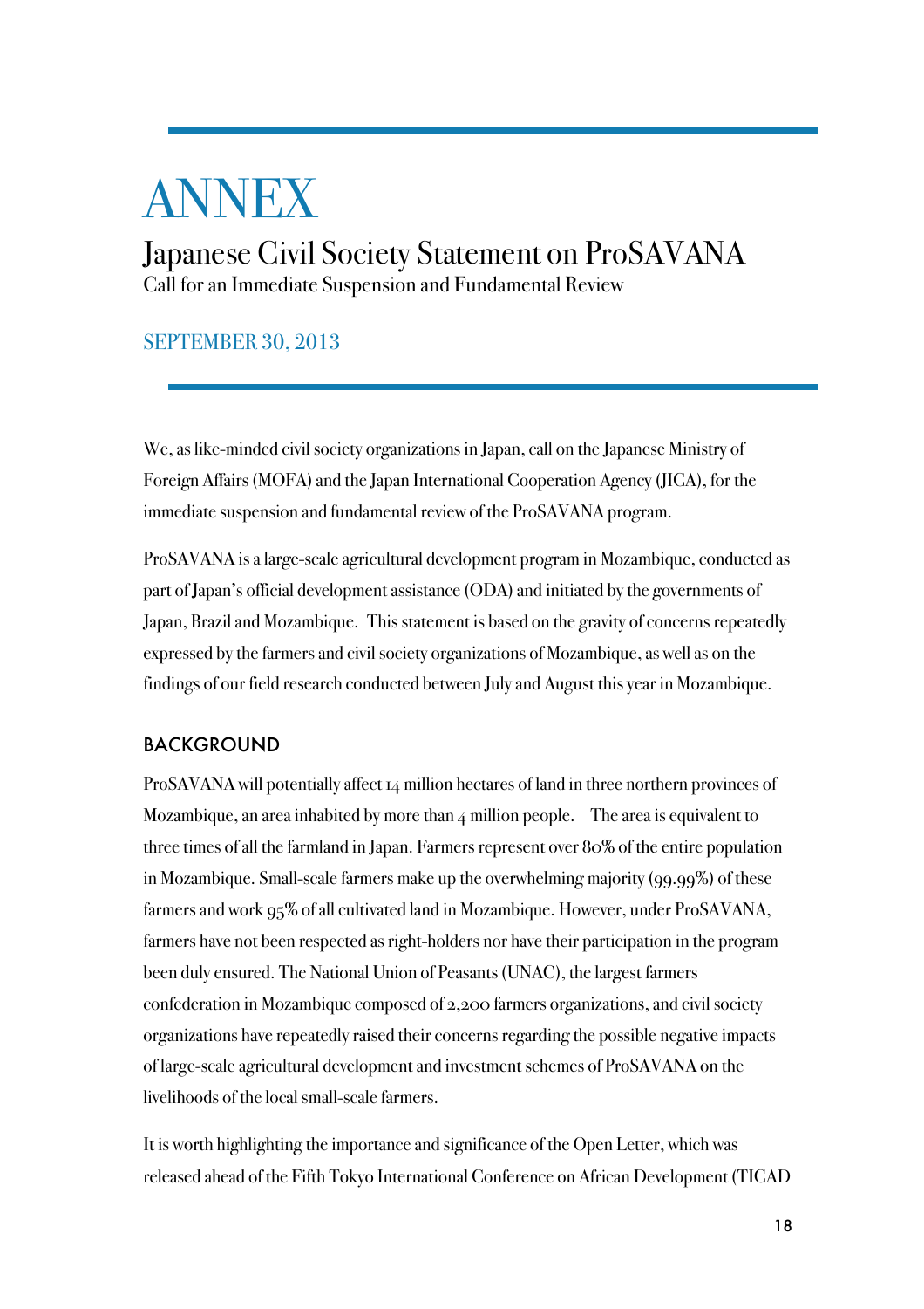# ANNEX

## Japanese Civil Society Statement on ProSAVANA

Call for an Immediate Suspension and Fundamental Review

SEPTEMBER 30, 2013

We, as like-minded civil society organizations in Japan, call on the Japanese Ministry of Foreign Affairs (MOFA) and the Japan International Cooperation Agency (JICA), for the immediate suspension and fundamental review of the ProSAVANA program.

ProSAVANA is a large-scale agricultural development program in Mozambique, conducted as part of Japan's official development assistance (ODA) and initiated by the governments of Japan, Brazil and Mozambique. This statement is based on the gravity of concerns repeatedly expressed by the farmers and civil society organizations of Mozambique, as well as on the findings of our field research conducted between July and August this year in Mozambique.

### BACKGROUND

ProSAVANA will potentially affect 14 million hectares of land in three northern provinces of Mozambique, an area inhabited by more than 4 million people. The area is equivalent to three times of all the farmland in Japan. Farmers represent over 80% of the entire population in Mozambique. Small-scale farmers make up the overwhelming majority (99.99%) of these farmers and work 95% of all cultivated land in Mozambique. However, under ProSAVANA, farmers have not been respected as right-holders nor have their participation in the program been duly ensured. The National Union of Peasants (UNAC), the largest farmers confederation in Mozambique composed of 2,200 farmers organizations, and civil society organizations have repeatedly raised their concerns regarding the possible negative impacts of large-scale agricultural development and investment schemes of ProSAVANA on the livelihoods of the local small-scale farmers.

It is worth highlighting the importance and significance of the Open Letter, which was released ahead of the Fifth Tokyo International Conference on African Development (TICAD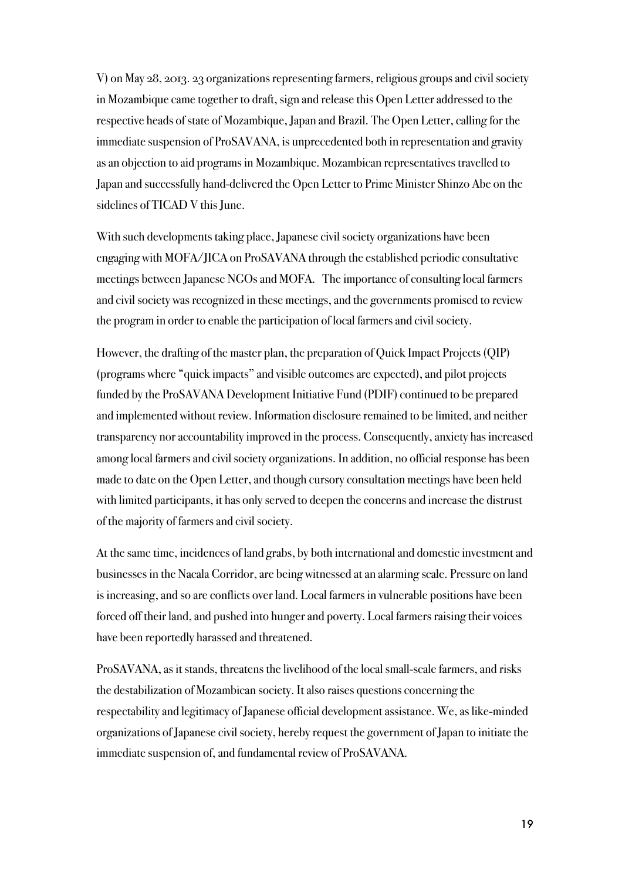V) on May 28, 2013. 23 organizations representing farmers, religious groups and civil society in Mozambique came together to draft, sign and release this Open Letter addressed to the respective heads of state of Mozambique, Japan and Brazil. The Open Letter, calling for the immediate suspension of ProSAVANA, is unprecedented both in representation and gravity as an objection to aid programs in Mozambique. Mozambican representatives travelled to Japan and successfully hand-delivered the Open Letter to Prime Minister Shinzo Abe on the sidelines of TICAD V this June.

With such developments taking place, Japanese civil society organizations have been engaging with MOFA/JICA on ProSAVANA through the established periodic consultative meetings between Japanese NGOs and MOFA. The importance of consulting local farmers and civil society was recognized in these meetings, and the governments promised to review the program in order to enable the participation of local farmers and civil society.

However, the drafting of the master plan, the preparation of Quick Impact Projects (QIP) (programs where "quick impacts" and visible outcomes are expected), and pilot projects funded by the ProSAVANA Development Initiative Fund (PDIF) continued to be prepared and implemented without review. Information disclosure remained to be limited, and neither transparency nor accountability improved in the process. Consequently, anxiety has increased among local farmers and civil society organizations. In addition, no official response has been made to date on the Open Letter, and though cursory consultation meetings have been held with limited participants, it has only served to deepen the concerns and increase the distrust of the majority of farmers and civil society.

At the same time, incidences of land grabs, by both international and domestic investment and businesses in the Nacala Corridor, are being witnessed at an alarming scale. Pressure on land is increasing, and so are conflicts over land. Local farmers in vulnerable positions have been forced off their land, and pushed into hunger and poverty. Local farmers raising their voices have been reportedly harassed and threatened.

ProSAVANA, as it stands, threatens the livelihood of the local small-scale farmers, and risks the destabilization of Mozambican society. It also raises questions concerning the respectability and legitimacy of Japanese official development assistance. We, as like-minded organizations of Japanese civil society, hereby request the government of Japan to initiate the immediate suspension of, and fundamental review of ProSAVANA.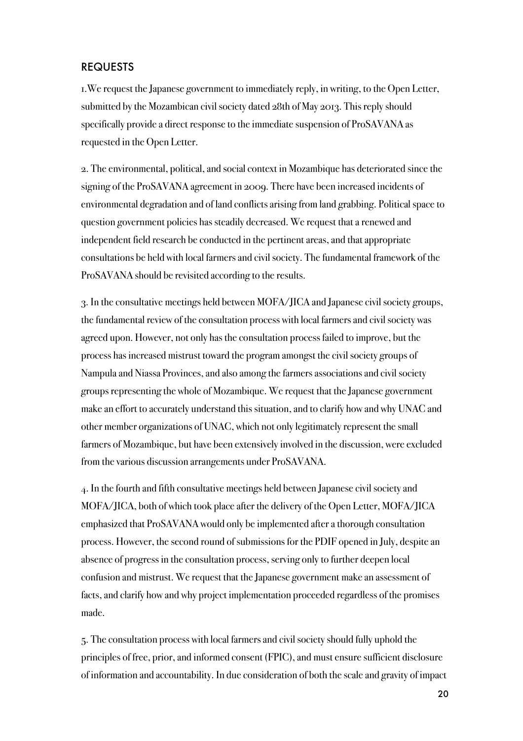## REQUESTS

1.We request the Japanese government to immediately reply, in writing, to the Open Letter, submitted by the Mozambican civil society dated 28th of May 2013. This reply should specifically provide a direct response to the immediate suspension of ProSAVANA as requested in the Open Letter.

2. The environmental, political, and social context in Mozambique has deteriorated since the signing of the ProSAVANA agreement in 2009. There have been increased incidents of environmental degradation and of land conflicts arising from land grabbing. Political space to question government policies has steadily decreased. We request that a renewed and independent field research be conducted in the pertinent areas, and that appropriate consultations be held with local farmers and civil society. The fundamental framework of the ProSAVANA should be revisited according to the results.

3. In the consultative meetings held between MOFA/JICA and Japanese civil society groups, the fundamental review of the consultation process with local farmers and civil society was agreed upon. However, not only has the consultation process failed to improve, but the process has increased mistrust toward the program amongst the civil society groups of Nampula and Niassa Provinces, and also among the farmers associations and civil society groups representing the whole of Mozambique. We request that the Japanese government make an effort to accurately understand this situation, and to clarify how and why UNAC and other member organizations of UNAC, which not only legitimately represent the small farmers of Mozambique, but have been extensively involved in the discussion, were excluded from the various discussion arrangements under ProSAVANA.

4. In the fourth and fifth consultative meetings held between Japanese civil society and MOFA/JICA, both of which took place after the delivery of the Open Letter, MOFA/JICA emphasized that ProSAVANA would only be implemented after a thorough consultation process. However, the second round of submissions for the PDIF opened in July, despite an absence of progress in the consultation process, serving only to further deepen local confusion and mistrust. We request that the Japanese government make an assessment of facts, and clarify how and why project implementation proceeded regardless of the promises made.

5. The consultation process with local farmers and civil society should fully uphold the principles of free, prior, and informed consent (FPIC), and must ensure sufficient disclosure of information and accountability. In due consideration of both the scale and gravity of impact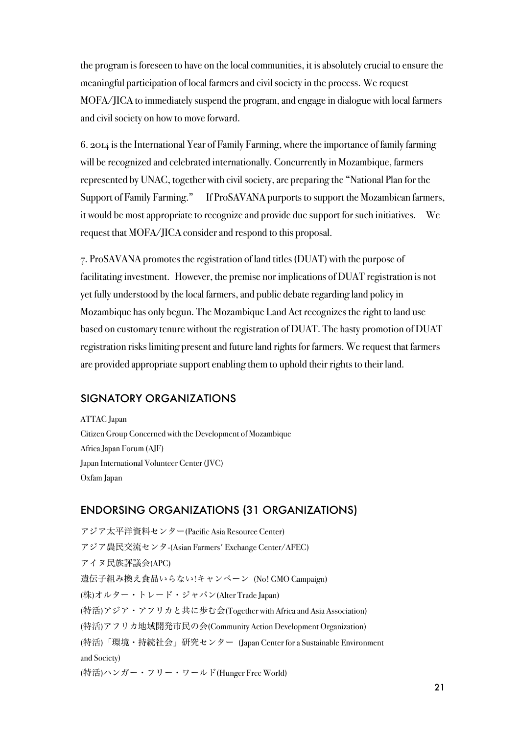the program is foreseen to have on the local communities, it is absolutely crucial to ensure the meaningful participation of local farmers and civil society in the process. We request MOFA/JICA to immediately suspend the program, and engage in dialogue with local farmers and civil society on how to move forward.

6. 2014 is the International Year of Family Farming, where the importance of family farming will be recognized and celebrated internationally. Concurrently in Mozambique, farmers represented by UNAC, together with civil society, are preparing the "National Plan for the Support of Family Farming." If ProSAVANA purports to support the Mozambican farmers, it would be most appropriate to recognize and provide due support for such initiatives. We request that MOFA/JICA consider and respond to this proposal.

7. ProSAVANA promotes the registration of land titles (DUAT) with the purpose of facilitating investment. However, the premise nor implications of DUAT registration is not yet fully understood by the local farmers, and public debate regarding land policy in Mozambique has only begun. The Mozambique Land Act recognizes the right to land use based on customary tenure without the registration of DUAT. The hasty promotion of DUAT registration risks limiting present and future land rights for farmers. We request that farmers are provided appropriate support enabling them to uphold their rights to their land.

## SIGNATORY ORGANIZATIONS

ATTAC Japan
Citizen Group Concerned with the Development of Mozambique
Africa Japan Forum (AJF)
Japan International Volunteer Center (JVC)
Oxfam Japan

## ENDORSING ORGANIZATIONS (31 ORGANIZATIONS)

アジア太平洋資料センター(Pacific Asia Resource Center)
アジア農民交流センタ-(Asian Farmers' Exchange Center/AFEC)
アイヌ民族評議会(APC)
遺伝子組み換え食品いらない!キャンペーン (No! GMO Campaign)
(株)オルター・トレード・ジャパン(Alter Trade Japan)
(特活)アジア・アフリカと共に歩む会(Together with Africa and Asia Association)
(特活)アフリカ地域開発市民の会(Community Action Development Organization)
(特活)「環境・持続社会」研究センター (Japan Center for a Sustainable Environment and Society)
(特活)ハンガー・フリー・ワールド(Hunger Free World)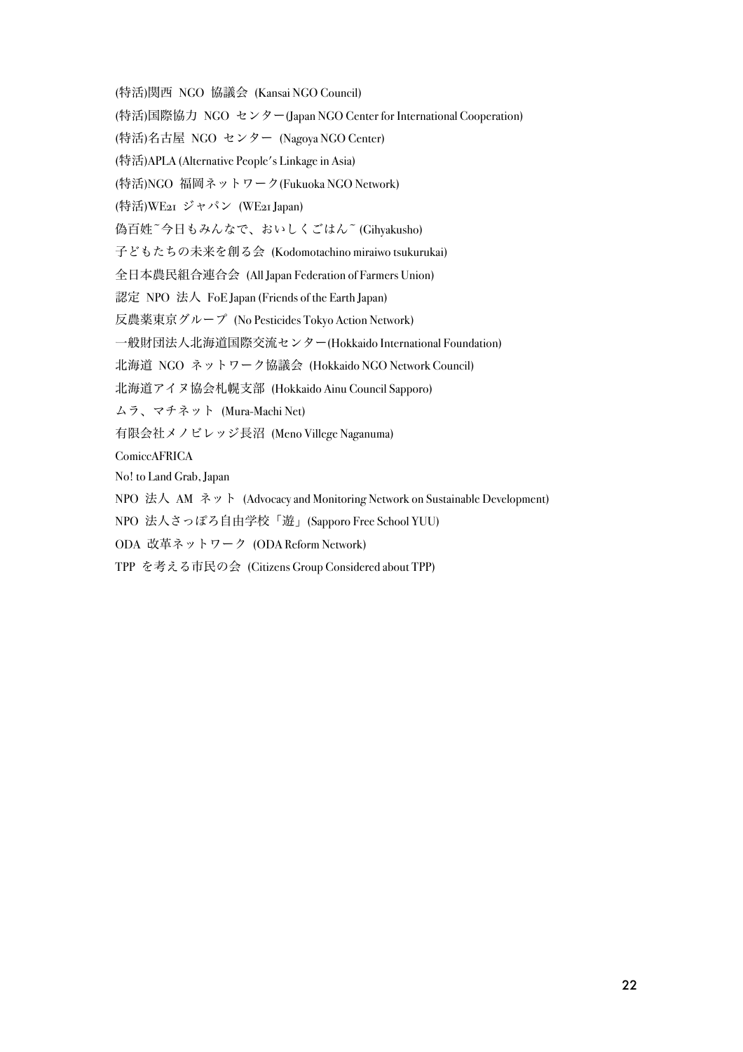(特活)関西 NGO 協議会 (Kansai NGO Council)

(特活)国際協力 NGO センター(Japan NGO Center for International Cooperation)

(特活)名古屋 NGO センター (Nagoya NGO Center)

(特活)APLA (Alternative People's Linkage in Asia)

(特活)NGO 福岡ネットワーク(Fukuoka NGO Network)

(特活)WE21 ジャパン (WE21 Japan)

偽百姓~今日もみんなで、おいしくごはん~ (Gihyakusho)

子どもたちの未来を創る会 (Kodomotachino miraiwo tsukurukai)

全日本農民組合連合会 (All Japan Federation of Farmers Union)

認定 NPO 法人 FoE Japan (Friends of the Earth Japan)

反農薬東京グループ (No Pesticides Tokyo Action Network)

一般財団法人北海道国際交流センター(Hokkaido International Foundation)

北海道 NGO ネットワーク協議会 (Hokkaido NGO Network Council)

北海道アイヌ協会札幌支部 (Hokkaido Ainu Council Sapporo)

ムラ、マチネット (Mura-Machi Net)

有限会社メノビレッジ長沼 (Meno Villege Naganuma)

ComiccAFRICA

No! to Land Grab, Japan

NPO 法人 AM ネット (Advocacy and Monitoring Network on Sustainable Development)

NPO 法人さっぽろ自由学校「遊」(Sapporo Free School YUU)

ODA 改革ネットワーク (ODA Reform Network)

TPP を考える市民の会 (Citizens Group Considered about TPP)